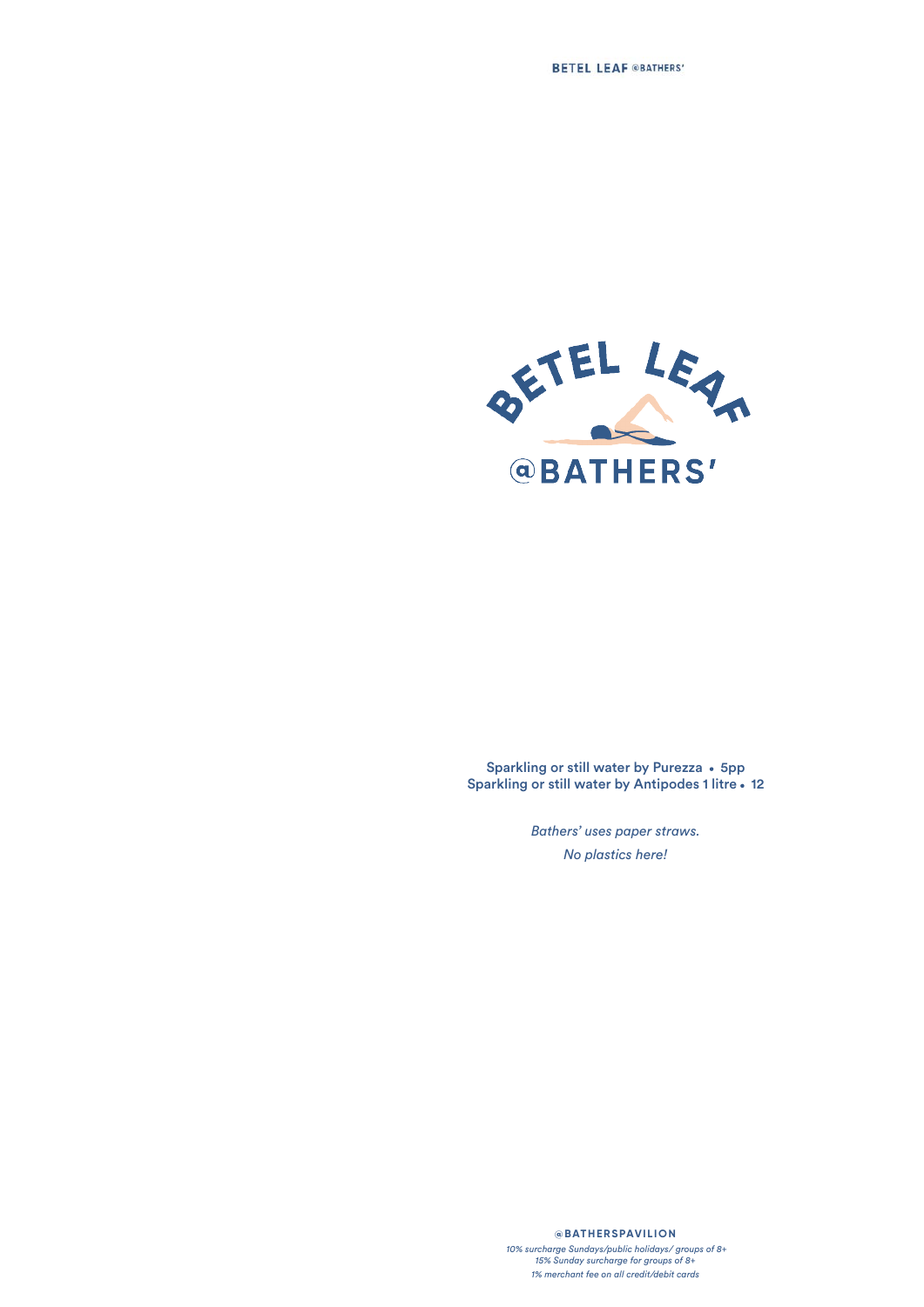# BETEL LEAF @BATHERS'

Sparkling or still water by Purezza • 5pp
Sparkling or still water by Antipodes 1 litre • 12

*Bathers' uses paper straws.*
*No plastics here!*

**@BATHERSPAVILION**

*10% surcharge Sundays/public holidays/ groups of 8+*
*15% Sunday surcharge for groups of 8+*
*1% merchant fee on all credit/debit cards*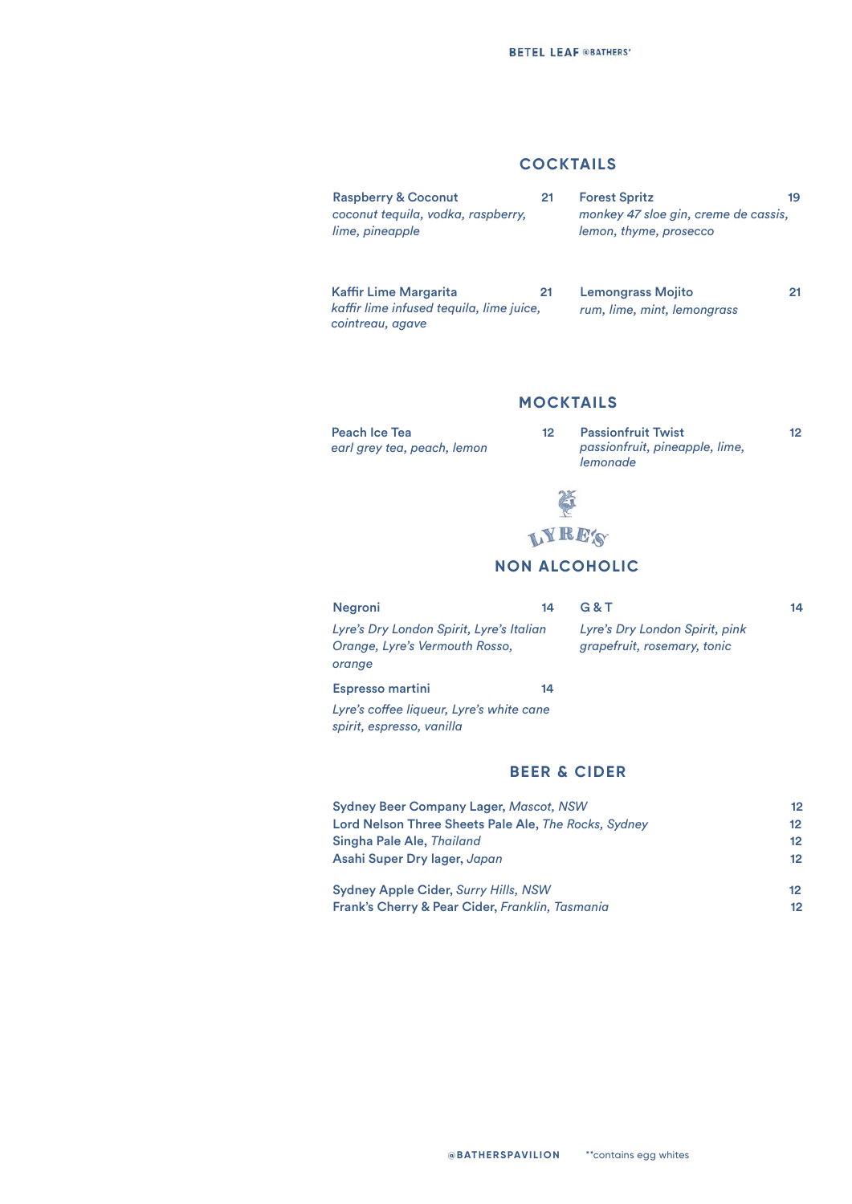BETEL LEAF @BATHERS'

## COCKTAILS

**Raspberry & Coconut** 21
*coconut tequila, vodka, raspberry, lime, pineapple*

**Forest Spritz** 19
*monkey 47 sloe gin, creme de cassis, lemon, thyme, prosecco*

**Kaffir Lime Margarita** 21
*kaffir lime infused tequila, lime juice, cointreau, agave*

**Lemongrass Mojito** 21
*rum, lime, mint, lemongrass*

## MOCKTAILS

**Peach Ice Tea** 12
*earl grey tea, peach, lemon*

**Passionfruit Twist** 12
*passionfruit, pineapple, lime, lemonade*

LYRE'S

## NON ALCOHOLIC

**Negroni** 14
*Lyre's Dry London Spirit, Lyre's Italian Orange, Lyre's Vermouth Rosso, orange*

**Espresso martini** 14
*Lyre's coffee liqueur, Lyre's white cane spirit, espresso, vanilla*

**G & T** 14
*Lyre's Dry London Spirit, pink grapefruit, rosemary, tonic*

## BEER & CIDER

| | |
|---|---|
| **Sydney Beer Company Lager,** *Mascot, NSW* | 12 |
| **Lord Nelson Three Sheets Pale Ale,** *The Rocks, Sydney* | 12 |
| **Singha Pale Ale,** *Thailand* | 12 |
| **Asahi Super Dry lager,** *Japan* | 12 |
| **Sydney Apple Cider,** *Surry Hills, NSW* | 12 |
| **Frank's Cherry & Pear Cider,** *Franklin, Tasmania* | 12 |

@BATHERSPAVILION **contains egg whites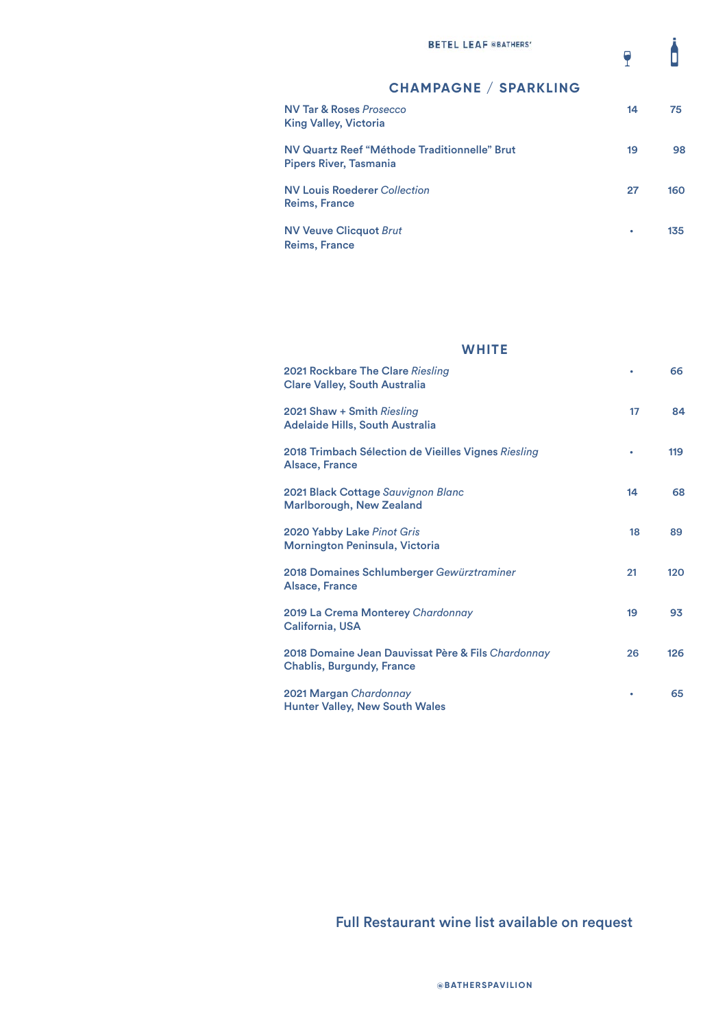BETEL LEAF @BATHERS'

## CHAMPAGNE / SPARKLING

| Wine | Glass | Bottle |
|---|---|---|
| NV Tar & Roses *Prosecco*<br>King Valley, Victoria | 14 | 75 |
| NV Quartz Reef "Méthode Traditionnelle" Brut<br>Pipers River, Tasmania | 19 | 98 |
| NV Louis Roederer *Collection*<br>Reims, France | 27 | 160 |
| NV Veuve Clicquot *Brut*<br>Reims, France | • | 135 |

## WHITE

| Wine | Glass | Bottle |
|---|---|---|
| 2021 Rockbare The Clare *Riesling*<br>Clare Valley, South Australia | • | 66 |
| 2021 Shaw + Smith *Riesling*<br>Adelaide Hills, South Australia | 17 | 84 |
| 2018 Trimbach Sélection de Vieilles Vignes *Riesling*<br>Alsace, France | • | 119 |
| 2021 Black Cottage *Sauvignon Blanc*<br>Marlborough, New Zealand | 14 | 68 |
| 2020 Yabby Lake *Pinot Gris*<br>Mornington Peninsula, Victoria | 18 | 89 |
| 2018 Domaines Schlumberger *Gewürztraminer*<br>Alsace, France | 21 | 120 |
| 2019 La Crema Monterey *Chardonnay*<br>California, USA | 19 | 93 |
| 2018 Domaine Jean Dauvissat Père & Fils *Chardonnay*<br>Chablis, Burgundy, France | 26 | 126 |
| 2021 Margan *Chardonnay*<br>Hunter Valley, New South Wales | • | 65 |

Full Restaurant wine list available on request

@BATHERSPAVILION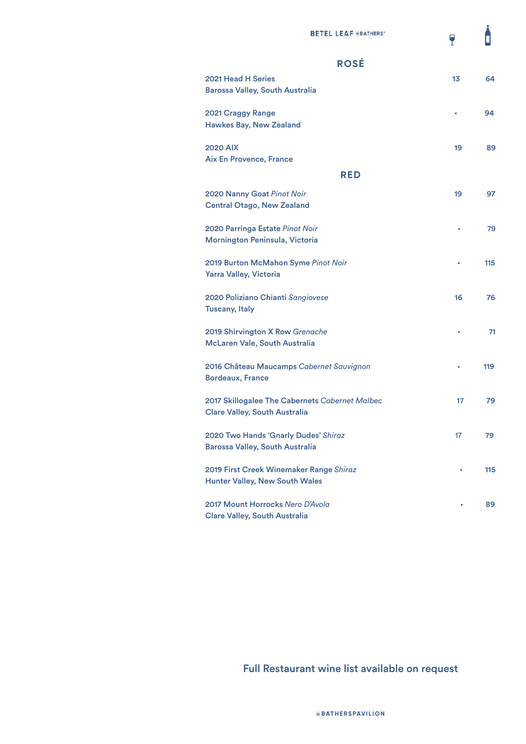BETEL LEAF @BATHERS'

## ROSÉ

| Wine | Glass | Bottle |
|---|---|---|
| 2021 Head H Series<br>Barossa Valley, South Australia | 13 | 64 |
| 2021 Craggy Range<br>Hawkes Bay, New Zealand | • | 94 |
| 2020 AIX<br>Aix En Provence, France | 19 | 89 |

## RED

| Wine | Glass | Bottle |
|---|---|---|
| 2020 Nanny Goat *Pinot Noir*<br>Central Otago, New Zealand | 19 | 97 |
| 2020 Parringa Estate *Pinot Noir*<br>Mornington Peninsula, Victoria | • | 79 |
| 2019 Burton McMahon Syme *Pinot Noir*<br>Yarra Valley, Victoria | • | 115 |
| 2020 Poliziano Chianti *Sangiovese*<br>Tuscany, Italy | 16 | 76 |
| 2019 Shirvington X Row *Grenache*<br>McLaren Vale, South Australia | • | 71 |
| 2016 Château Maucamps *Cabernet Sauvignon*<br>Bordeaux, France | • | 119 |
| 2017 Skillogalee The Cabernets *Cabernet Malbec*<br>Clare Valley, South Australia | 17 | 79 |
| 2020 Two Hands 'Gnarly Dudes' *Shiraz*<br>Barossa Valley, South Australia | 17 | 79 |
| 2019 First Creek Winemaker Range *Shiraz*<br>Hunter Valley, New South Wales | • | 115 |
| 2017 Mount Horrocks *Nero D'Avola*<br>Clare Valley, South Australia | • | 89 |

Full Restaurant wine list available on request

@BATHERSPAVILION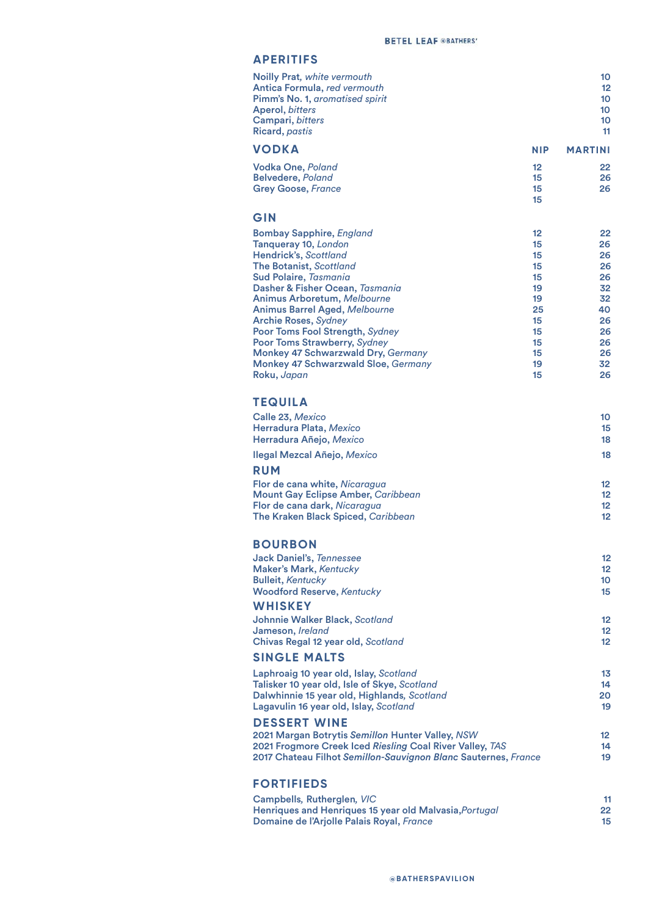BETEL LEAF @BATHERS'

## APERITIFS

| | |
|---|---|
| **Noilly Prat**, *white vermouth* | 10 |
| **Antica Formula**, *red vermouth* | 12 |
| **Pimm's No. 1**, *aromatised spirit* | 10 |
| **Aperol**, *bitters* | 10 |
| **Campari**, *bitters* | 10 |
| **Ricard**, *pastis* | 11 |

## VODKA

| | NIP | MARTINI |
|---|---|---|
| **Vodka One**, *Poland* | 12 | 22 |
| **Belvedere**, *Poland* | 15 | 26 |
| **Grey Goose**, *France* | 15 | 26 |
| | 15 | |

## GIN

| | | |
|---|---|---|
| **Bombay Sapphire**, *England* | 12 | 22 |
| **Tanqueray 10**, *London* | 15 | 26 |
| **Hendrick's**, *Scottland* | 15 | 26 |
| **The Botanist**, *Scottland* | 15 | 26 |
| **Sud Polaire**, *Tasmania* | 15 | 26 |
| **Dasher & Fisher Ocean**, *Tasmania* | 19 | 32 |
| **Animus Arboretum**, *Melbourne* | 19 | 32 |
| **Animus Barrel Aged**, *Melbourne* | 25 | 40 |
| **Archie Roses**, *Sydney* | 15 | 26 |
| **Poor Toms Fool Strength**, *Sydney* | 15 | 26 |
| **Poor Toms Strawberry**, *Sydney* | 15 | 26 |
| **Monkey 47 Schwarzwald Dry**, *Germany* | 15 | 26 |
| **Monkey 47 Schwarzwald Sloe**, *Germany* | 19 | 32 |
| **Roku**, *Japan* | 15 | 26 |

## TEQUILA

| | |
|---|---|
| **Calle 23**, *Mexico* | 10 |
| **Herradura Plata**, *Mexico* | 15 |
| **Herradura Añejo**, *Mexico* | 18 |
| **Ilegal Mezcal Añejo**, *Mexico* | 18 |

## RUM

| | |
|---|---|
| **Flor de cana white**, *Nicaragua* | 12 |
| **Mount Gay Eclipse Amber**, *Caribbean* | 12 |
| **Flor de cana dark**, *Nicaragua* | 12 |
| **The Kraken Black Spiced**, *Caribbean* | 12 |

## BOURBON

| | |
|---|---|
| **Jack Daniel's**, *Tennessee* | 12 |
| **Maker's Mark**, *Kentucky* | 12 |
| **Bulleit**, *Kentucky* | 10 |
| **Woodford Reserve**, *Kentucky* | 15 |

## WHISKEY

| | |
|---|---|
| **Johnnie Walker Black**, *Scotland* | 12 |
| **Jameson**, *Ireland* | 12 |
| **Chivas Regal 12 year old**, *Scotland* | 12 |

## SINGLE MALTS

| | |
|---|---|
| **Laphroaig 10 year old, Islay**, *Scotland* | 13 |
| **Talisker 10 year old, Isle of Skye**, *Scotland* | 14 |
| **Dalwhinnie 15 year old, Highlands**, *Scotland* | 20 |
| **Lagavulin 16 year old, Islay**, *Scotland* | 19 |

## DESSERT WINE

| | |
|---|---|
| **2021 Margan Botrytis *Semillon* Hunter Valley**, *NSW* | 12 |
| **2021 Frogmore Creek Iced *Riesling* Coal River Valley**, *TAS* | 14 |
| **2017 Chateau Filhot *Semillon-Sauvignon Blanc* Sauternes**, *France* | 19 |

## FORTIFIEDS

| | |
|---|---|
| **Campbells, Rutherglen**, *VIC* | 11 |
| **Henriques and Henriques 15 year old Malvasia**, *Portugal* | 22 |
| **Domaine de l'Arjolle Palais Royal**, *France* | 15 |

@BATHERSPAVILION